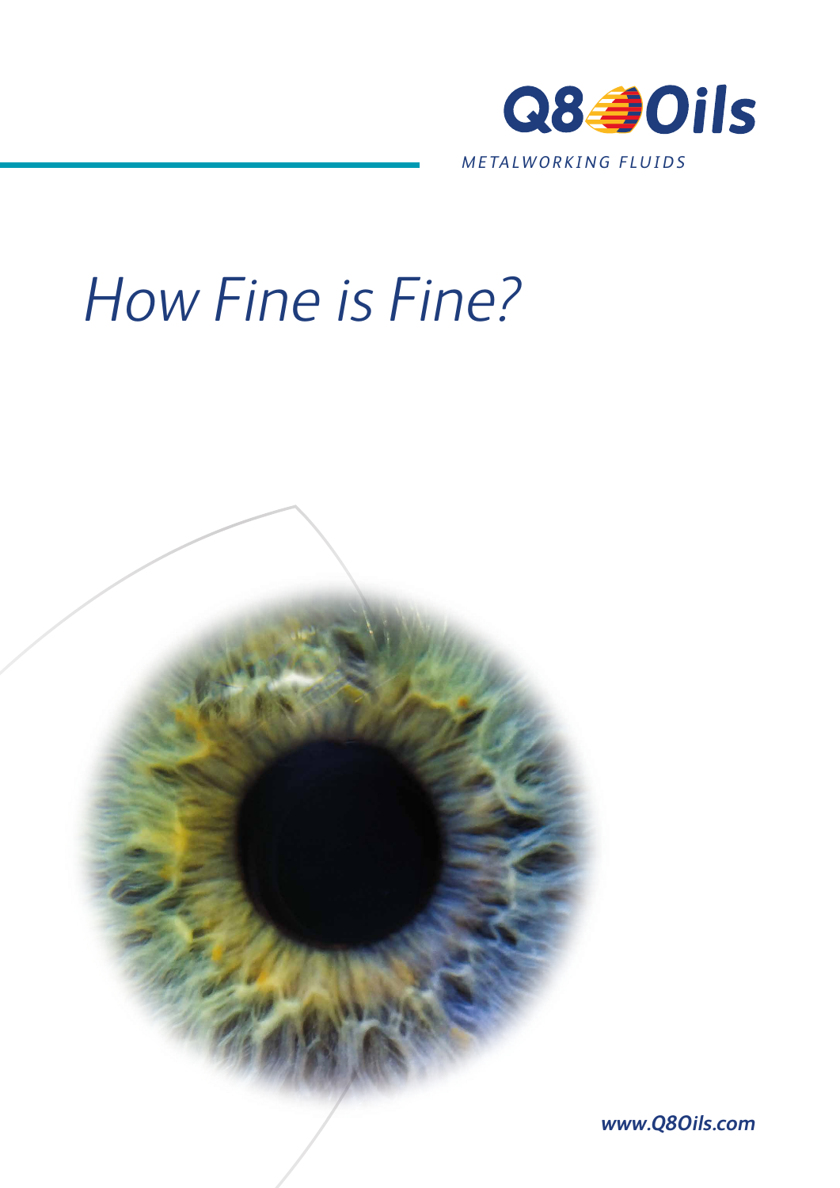Q8Oils

*METALWORKING FLUIDS*

# *How Fine is Fine?*

***www.Q8Oils.com***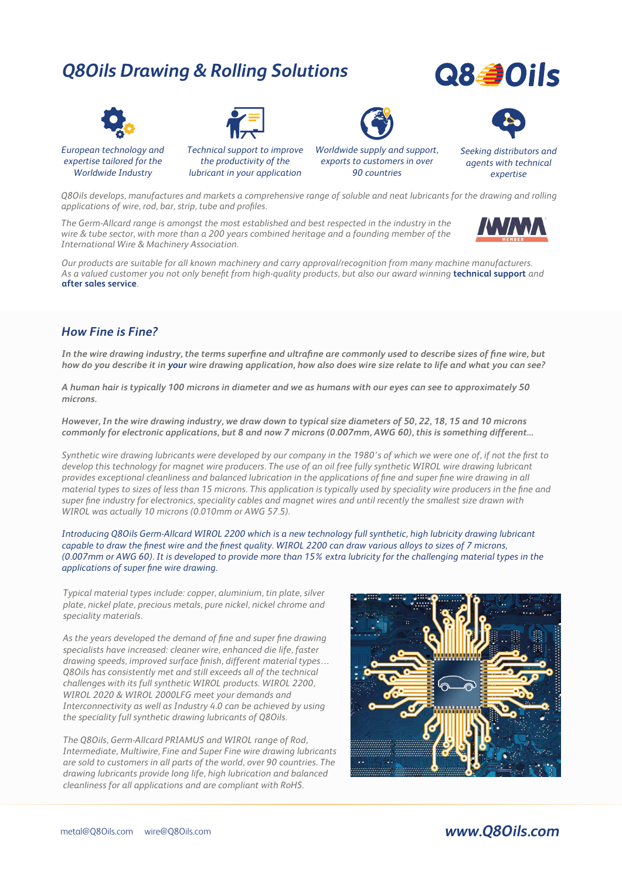# Q8Oils Drawing & Rolling Solutions

*European technology and expertise tailored for the Worldwide Industry*

*Technical support to improve the productivity of the lubricant in your application*

*Worldwide supply and support, exports to customers in over 90 countries*

*Seeking distributors and agents with technical expertise*

*Q8Oils develops, manufactures and markets a comprehensive range of soluble and neat lubricants for the drawing and rolling applications of wire, rod, bar, strip, tube and profiles.*

*The Germ-Allcard range is amongst the most established and best respected in the industry in the wire & tube sector, with more than a 200 years combined heritage and a founding member of the International Wire & Machinery Association.*

*Our products are suitable for all known machinery and carry approval/recognition from many machine manufacturers. As a valued customer you not only benefit from high-quality products, but also our award winning* ***technical support*** *and* ***after sales service****.*

## How Fine is Fine?

***In the wire drawing industry, the terms superfine and ultrafine are commonly used to describe sizes of fine wire, but how do you describe it in your wire drawing application, how also does wire size relate to life and what you can see?***

***A human hair is typically 100 microns in diameter and we as humans with our eyes can see to approximately 50 microns.***

***However, In the wire drawing industry, we draw down to typical size diameters of 50, 22, 18, 15 and 10 microns commonly for electronic applications, but 8 and now 7 microns (0.007mm, AWG 60), this is something different...***

*Synthetic wire drawing lubricants were developed by our company in the 1980's of which we were one of, if not the first to develop this technology for magnet wire producers. The use of an oil free fully synthetic WIROL wire drawing lubricant provides exceptional cleanliness and balanced lubrication in the applications of fine and super fine wire drawing in all material types to sizes of less than 15 microns. This application is typically used by speciality wire producers in the fine and super fine industry for electronics, speciality cables and magnet wires and until recently the smallest size drawn with WIROL was actually 10 microns (0.010mm or AWG 57.5).*

*Introducing Q8Oils Germ-Allcard WIROL 2200 which is a new technology full synthetic, high lubricity drawing lubricant capable to draw the finest wire and the finest quality. WIROL 2200 can draw various alloys to sizes of 7 microns, (0.007mm or AWG 60). It is developed to provide more than 15% extra lubricity for the challenging material types in the applications of super fine wire drawing.*

*Typical material types include: copper, aluminium, tin plate, silver plate, nickel plate, precious metals, pure nickel, nickel chrome and speciality materials.*

*As the years developed the demand of fine and super fine drawing specialists have increased: cleaner wire, enhanced die life, faster drawing speeds, improved surface finish, different material types… Q8Oils has consistently met and still exceeds all of the technical challenges with its full synthetic WIROL products. WIROL 2200, WIROL 2020 & WIROL 2000LFG meet your demands and Interconnectivity as well as Industry 4.0 can be achieved by using the speciality full synthetic drawing lubricants of Q8Oils.*

*The Q8Oils, Germ-Allcard PRIAMUS and WIROL range of Rod, Intermediate, Multiwire, Fine and Super Fine wire drawing lubricants are sold to customers in all parts of the world, over 90 countries. The drawing lubricants provide long life, high lubrication and balanced cleanliness for all applications and are compliant with RoHS.*

metal@Q8Oils.com wire@Q8Oils.com

***www.Q8Oils.com***